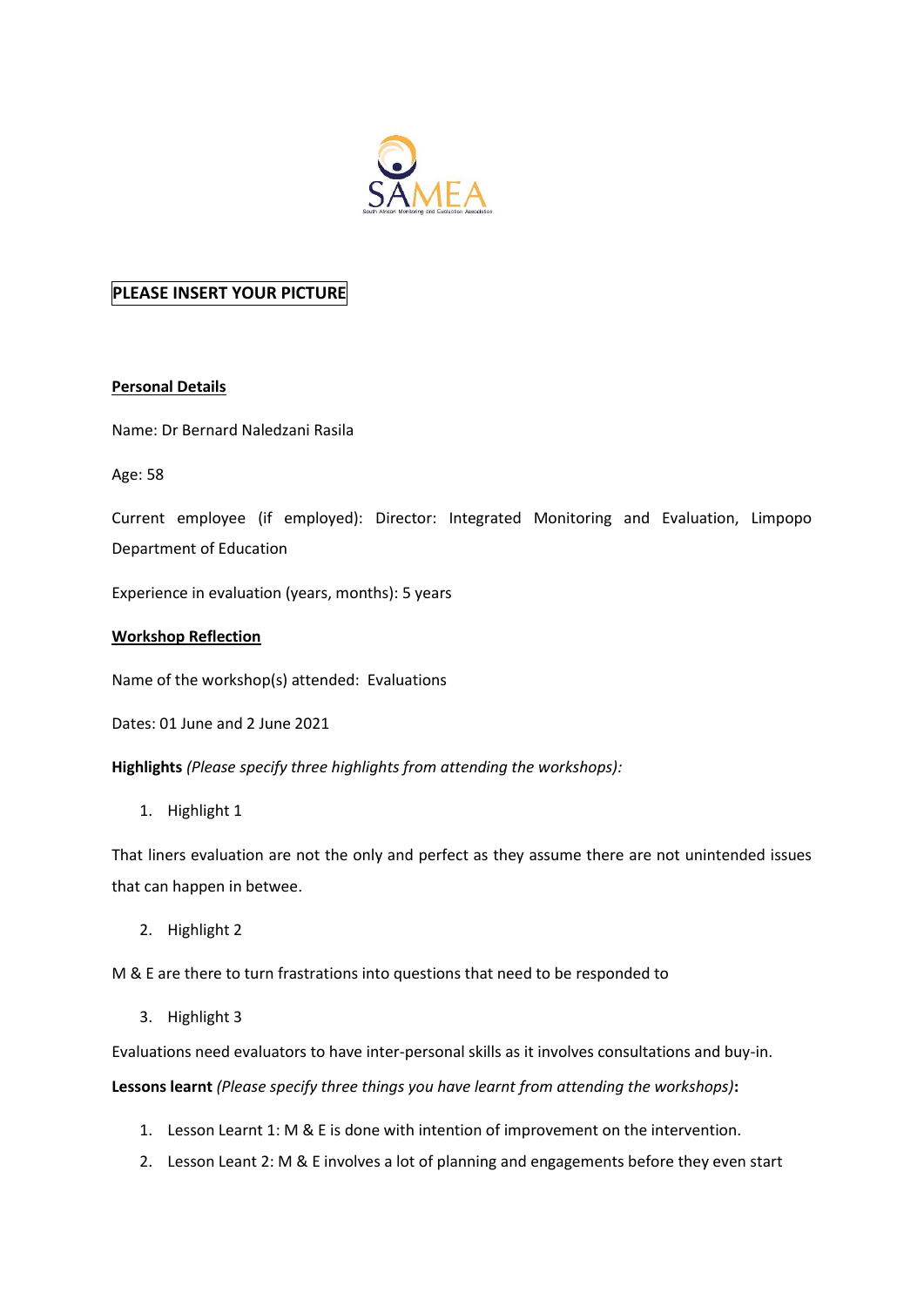**PLEASE INSERT YOUR PICTURE**

**Personal Details**

Name: Dr Bernard Naledzani Rasila

Age: 58

Current employee (if employed): Director: Integrated Monitoring and Evaluation, Limpopo Department of Education

Experience in evaluation (years, months): 5 years

**Workshop Reflection**

Name of the workshop(s) attended: Evaluations

Dates: 01 June and 2 June 2021

**Highlights** *(Please specify three highlights from attending the workshops):*

1. Highlight 1

That liners evaluation are not the only and perfect as they assume there are not unintended issues that can happen in betwee.

2. Highlight 2

M & E are there to turn frastrations into questions that need to be responded to

3. Highlight 3

Evaluations need evaluators to have inter-personal skills as it involves consultations and buy-in.

**Lessons learnt** *(Please specify three things you have learnt from attending the workshops)***:**

1. Lesson Learnt 1: M & E is done with intention of improvement on the intervention.
2. Lesson Leant 2: M & E involves a lot of planning and engagements before they even start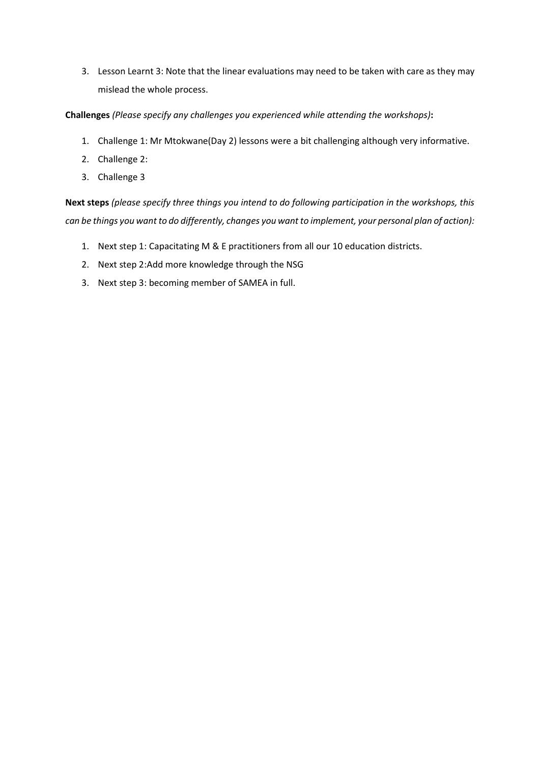3. Lesson Learnt 3: Note that the linear evaluations may need to be taken with care as they may mislead the whole process.

**Challenges** *(Please specify any challenges you experienced while attending the workshops)***:**

1. Challenge 1: Mr Mtokwane(Day 2) lessons were a bit challenging although very informative.
2. Challenge 2:
3. Challenge 3

**Next steps** *(please specify three things you intend to do following participation in the workshops, this can be things you want to do differently, changes you want to implement, your personal plan of action):*

1. Next step 1: Capacitating M & E practitioners from all our 10 education districts.
2. Next step 2:Add more knowledge through the NSG
3. Next step 3: becoming member of SAMEA in full.